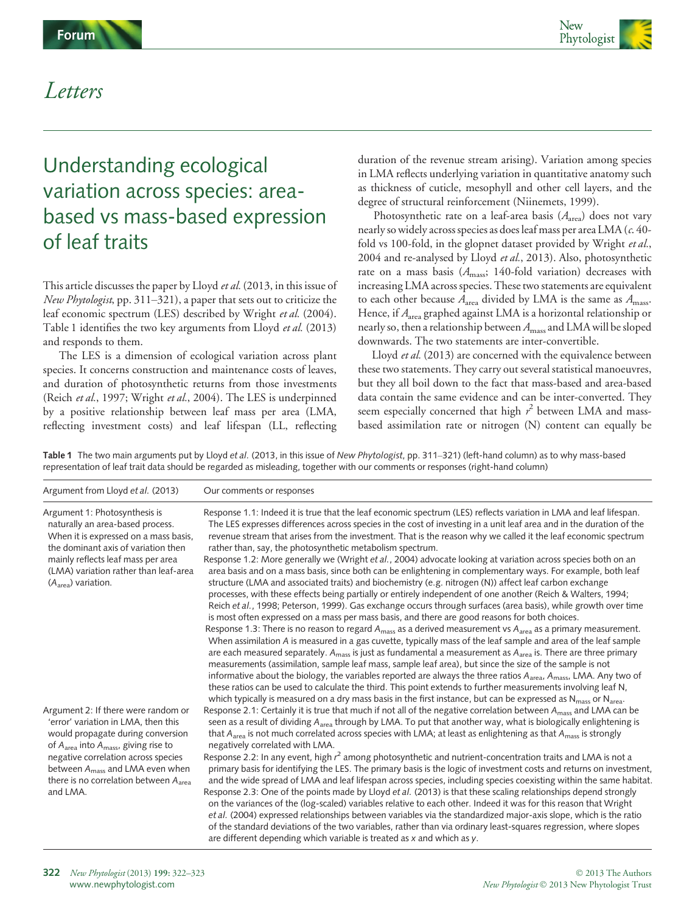# Letters

## Understanding ecological variation across species: area-based vs mass-based expression of leaf traits

This article discusses the paper by Lloyd *et al.* (2013, in this issue of *New Phytologist*, pp. 311–321), a paper that sets out to criticize the leaf economic spectrum (LES) described by Wright *et al.* (2004). Table 1 identifies the two key arguments from Lloyd *et al.* (2013) and responds to them.

The LES is a dimension of ecological variation across plant species. It concerns construction and maintenance costs of leaves, and duration of photosynthetic returns from those investments (Reich *et al.*, 1997; Wright *et al.*, 2004). The LES is underpinned by a positive relationship between leaf mass per area (LMA, reflecting investment costs) and leaf lifespan (LL, reflecting duration of the revenue stream arising). Variation among species in LMA reflects underlying variation in quantitative anatomy such as thickness of cuticle, mesophyll and other cell layers, and the degree of structural reinforcement (Niinemets, 1999).

Photosynthetic rate on a leaf-area basis ($A_{area}$) does not vary nearly so widely across species as does leaf mass per area LMA (*c.* 40-fold vs 100-fold, in the glopnet dataset provided by Wright *et al.*, 2004 and re-analysed by Lloyd *et al.*, 2013). Also, photosynthetic rate on a mass basis ($A_{mass}$; 140-fold variation) decreases with increasing LMA across species. These two statements are equivalent to each other because $A_{area}$ divided by LMA is the same as $A_{mass}$. Hence, if $A_{area}$ graphed against LMA is a horizontal relationship or nearly so, then a relationship between $A_{mass}$ and LMA will be sloped downwards. The two statements are inter-convertible.

Lloyd *et al.* (2013) are concerned with the equivalence between these two statements. They carry out several statistical manoeuvres, but they all boil down to the fact that mass-based and area-based data contain the same evidence and can be inter-converted. They seem especially concerned that high $r^2$ between LMA and mass-based assimilation rate or nitrogen (N) content can equally be

**Table 1** The two main arguments put by Lloyd *et al.* (2013, in this issue of *New Phytologist*, pp. 311–321) (left-hand column) as to why mass-based representation of leaf trait data should be regarded as misleading, together with our comments or responses (right-hand column)

| Argument from Lloyd *et al.* (2013) | Our comments or responses |
|---|---|
| Argument 1: Photosynthesis is naturally an area-based process. When it is expressed on a mass basis, the dominant axis of variation then mainly reflects leaf mass per area (LMA) variation rather than leaf-area ($A_{area}$) variation. | Response 1.1: Indeed it is true that the leaf economic spectrum (LES) reflects variation in LMA and leaf lifespan. The LES expresses differences across species in the cost of investing in a unit leaf area and in the duration of the revenue stream that arises from the investment. That is the reason why we called it the leaf economic spectrum rather than, say, the photosynthetic metabolism spectrum.<br>Response 1.2: More generally we (Wright *et al.*, 2004) advocate looking at variation across species both on an area basis and on a mass basis, since both can be enlightening in complementary ways. For example, both leaf structure (LMA and associated traits) and biochemistry (*e.g.* nitrogen (N)) affect leaf carbon exchange processes, with these effects being partially or entirely independent of one another (Reich & Walters, 1994; Reich *et al.*, 1998; Peterson, 1999). Gas exchange occurs through surfaces (area basis), while growth over time is most often expressed on a mass per mass basis, and there are good reasons for both choices.<br>Response 1.3: There is no reason to regard $A_{mass}$ as a derived measurement vs $A_{area}$ as a primary measurement. When assimilation *A* is measured in a gas cuvette, typically mass of the leaf sample and area of the leaf sample are each measured separately. $A_{mass}$ is just as fundamental a measurement as $A_{area}$ is. There are three primary measurements (assimilation, sample leaf mass, sample leaf area), but since the size of the sample is not informative about the biology, the variables reported are always the three ratios $A_{area}$, $A_{mass}$, LMA. Any two of these ratios can be used to calculate the third. This point extends to further measurements involving leaf N, which typically is measured on a dry mass basis in the first instance, but can be expressed as $N_{mass}$ or $N_{area}$. |
| Argument 2: If there were random or 'error' variation in LMA, then this would propagate during conversion of $A_{area}$ into $A_{mass}$, giving rise to negative correlation across species between $A_{mass}$ and LMA even when there is no correlation between $A_{area}$ and LMA. | Response 2.1: Certainly it is true that much if not all of the negative correlation between $A_{mass}$ and LMA can be seen as a result of dividing $A_{area}$ through by LMA. To put that another way, what is biologically enlightening is that $A_{area}$ is not much correlated across species with LMA; at least as enlightening as that $A_{mass}$ is strongly negatively correlated with LMA.<br>Response 2.2: In any event, high $r^2$ among photosynthetic and nutrient-concentration traits and LMA is not a primary basis for identifying the LES. The primary basis is the logic of investment costs and returns on investment, and the wide spread of LMA and leaf lifespan across species, including species coexisting within the same habitat.<br>Response 2.3: One of the points made by Lloyd *et al.* (2013) is that these scaling relationships depend strongly on the variances of the (log-scaled) variables relative to each other. Indeed it was for this reason that Wright *et al.* (2004) expressed relationships between variables via the standardized major-axis slope, which is the ratio of the standard deviations of the two variables, rather than via ordinary least-squares regression, where slopes are different depending which variable is treated as *x* and which as *y*. |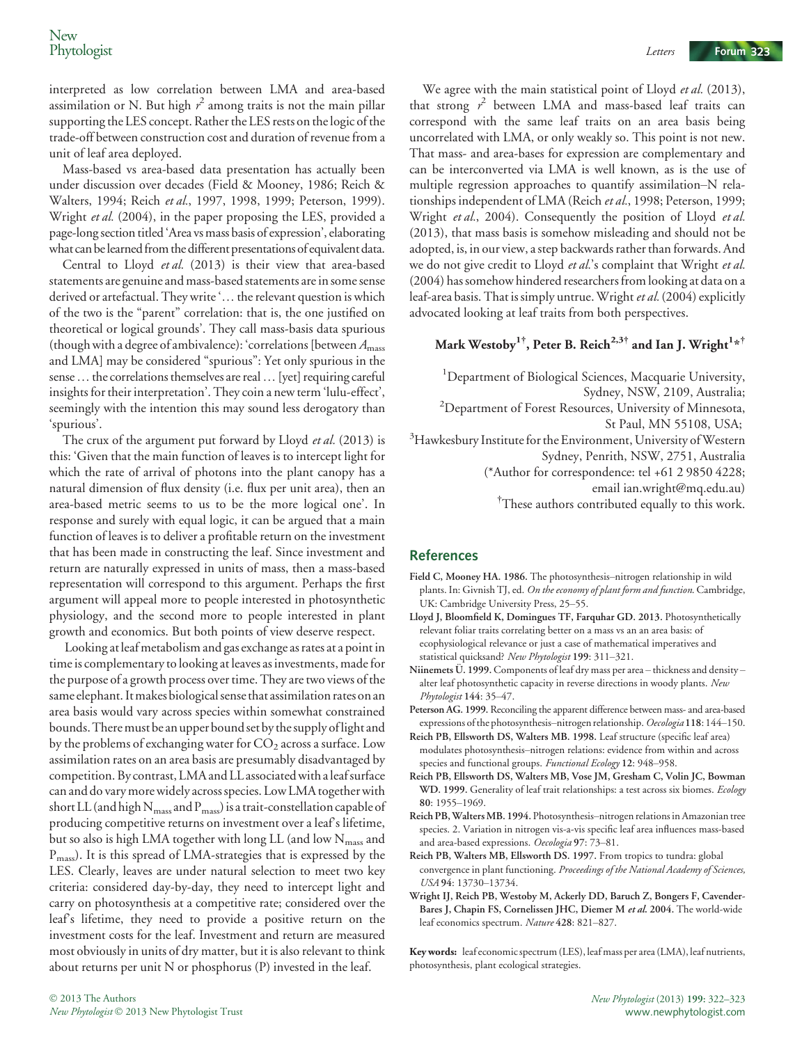interpreted as low correlation between LMA and area-based assimilation or N. But high $r^2$ among traits is not the main pillar supporting the LES concept. Rather the LES rests on the logic of the trade-off between construction cost and duration of revenue from a unit of leaf area deployed.

Mass-based vs area-based data presentation has actually been under discussion over decades (Field & Mooney, 1986; Reich & Walters, 1994; Reich *et al.*, 1997, 1998, 1999; Peterson, 1999). Wright *et al.* (2004), in the paper proposing the LES, provided a page-long section titled 'Area vs mass basis of expression', elaborating what can be learned from the different presentations of equivalent data.

Central to Lloyd *et al.* (2013) is their view that area-based statements are genuine and mass-based statements are in some sense derived or artefactual. They write '… the relevant question is which of the two is the "parent" correlation: that is, the one justified on theoretical or logical grounds'. They call mass-basis data spurious (though with a degree of ambivalence): 'correlations [between $A_{mass}$ and LMA] may be considered "spurious": Yet only spurious in the sense … the correlations themselves are real … [yet] requiring careful insights for their interpretation'. They coin a new term 'lulu-effect', seemingly with the intention this may sound less derogatory than 'spurious'.

The crux of the argument put forward by Lloyd *et al.* (2013) is this: 'Given that the main function of leaves is to intercept light for which the rate of arrival of photons into the plant canopy has a natural dimension of flux density (i.e. flux per unit area), then an area-based metric seems to us to be the more logical one'. In response and surely with equal logic, it can be argued that a main function of leaves is to deliver a profitable return on the investment that has been made in constructing the leaf. Since investment and return are naturally expressed in units of mass, then a mass-based representation will correspond to this argument. Perhaps the first argument will appeal more to people interested in photosynthetic physiology, and the second more to people interested in plant growth and economics. But both points of view deserve respect.

Looking at leaf metabolism and gas exchange as rates at a point in time is complementary to looking at leaves as investments, made for the purpose of a growth process over time. They are two views of the same elephant. It makes biological sense that assimilation rates on an area basis would vary across species within somewhat constrained bounds. There must be an upper bound set by the supply of light and by the problems of exchanging water for $CO_2$ across a surface. Low assimilation rates on an area basis are presumably disadvantaged by competition. By contrast, LMA and LL associated with a leaf surface can and do vary more widely across species. Low LMA together with short LL (and high $N_{mass}$ and $P_{mass}$) is a trait-constellation capable of producing competitive returns on investment over a leaf's lifetime, but so also is high LMA together with long LL (and low $N_{mass}$ and $P_{mass}$). It is this spread of LMA-strategies that is expressed by the LES. Clearly, leaves are under natural selection to meet two key criteria: considered day-by-day, they need to intercept light and carry on photosynthesis at a competitive rate; considered over the leaf's lifetime, they need to provide a positive return on the investment costs for the leaf. Investment and return are measured most obviously in units of dry matter, but it is also relevant to think about returns per unit N or phosphorus (P) invested in the leaf.

We agree with the main statistical point of Lloyd *et al.* (2013), that strong $r^2$ between LMA and mass-based leaf traits can correspond with the same leaf traits on an area basis being uncorrelated with LMA, or only weakly so. This point is not new. That mass- and area-bases for expression are complementary and can be interconverted via LMA is well known, as is the use of multiple regression approaches to quantify assimilation–N relationships independent of LMA (Reich *et al.*, 1998; Peterson, 1999; Wright *et al.*, 2004). Consequently the position of Lloyd *et al.* (2013), that mass basis is somehow misleading and should not be adopted, is, in our view, a step backwards rather than forwards. And we do not give credit to Lloyd *et al.*'s complaint that Wright *et al.* (2004) has somehow hindered researchers from looking at data on a leaf-area basis. That is simply untrue. Wright *et al.* (2004) explicitly advocated looking at leaf traits from both perspectives.

**Mark Westoby[1†], Peter B. Reich[2,3†] and Ian J. Wright[1*†]**

[1]Department of Biological Sciences, Macquarie University, Sydney, NSW, 2109, Australia;
[2]Department of Forest Resources, University of Minnesota, St Paul, MN 55108, USA;
[3]Hawkesbury Institute for the Environment, University of Western Sydney, Penrith, NSW, 2751, Australia
(*Author for correspondence: tel +61 2 9850 4228; email ian.wright@mq.edu.au)
[†]These authors contributed equally to this work.

## References

**Field C, Mooney HA. 1986.** The photosynthesis–nitrogen relationship in wild plants. In: Givnish TJ, ed. *On the economy of plant form and function.* Cambridge, UK: Cambridge University Press, 25–55.

**Lloyd J, Bloomfield K, Domingues TF, Farquhar GD. 2013.** Photosynthetically relevant foliar traits correlating better on a mass vs an an area basis: of ecophysiological relevance or just a case of mathematical imperatives and statistical quicksand? *New Phytologist* **199**: 311–321.

**Niinemets Ü. 1999.** Components of leaf dry mass per area – thickness and density – alter leaf photosynthetic capacity in reverse directions in woody plants. *New Phytologist* **144**: 35–47.

**Peterson AG. 1999.** Reconciling the apparent difference between mass- and area-based expressions of the photosynthesis–nitrogen relationship. *Oecologia* **118**: 144–150.

**Reich PB, Ellsworth DS, Walters MB. 1998.** Leaf structure (specific leaf area) modulates photosynthesis–nitrogen relations: evidence from within and across species and functional groups. *Functional Ecology* **12**: 948–958.

**Reich PB, Ellsworth DS, Walters MB, Vose JM, Gresham C, Volin JC, Bowman WD. 1999.** Generality of leaf trait relationships: a test across six biomes. *Ecology* **80**: 1955–1969.

**Reich PB, Walters MB. 1994.** Photosynthesis–nitrogen relations in Amazonian tree species. 2. Variation in nitrogen vis-a-vis specific leaf area influences mass-based and area-based expressions. *Oecologia* **97**: 73–81.

**Reich PB, Walters MB, Ellsworth DS. 1997.** From tropics to tundra: global convergence in plant functioning. *Proceedings of the National Academy of Sciences, USA* **94**: 13730–13734.

**Wright IJ, Reich PB, Westoby M, Ackerly DD, Baruch Z, Bongers F, Cavender-Bares J, Chapin FS, Cornelissen JHC, Diemer M *et al.* 2004.** The world-wide leaf economics spectrum. *Nature* **428**: 821–827.

**Key words:** leaf economic spectrum (LES), leaf mass per area (LMA), leaf nutrients, photosynthesis, plant ecological strategies.